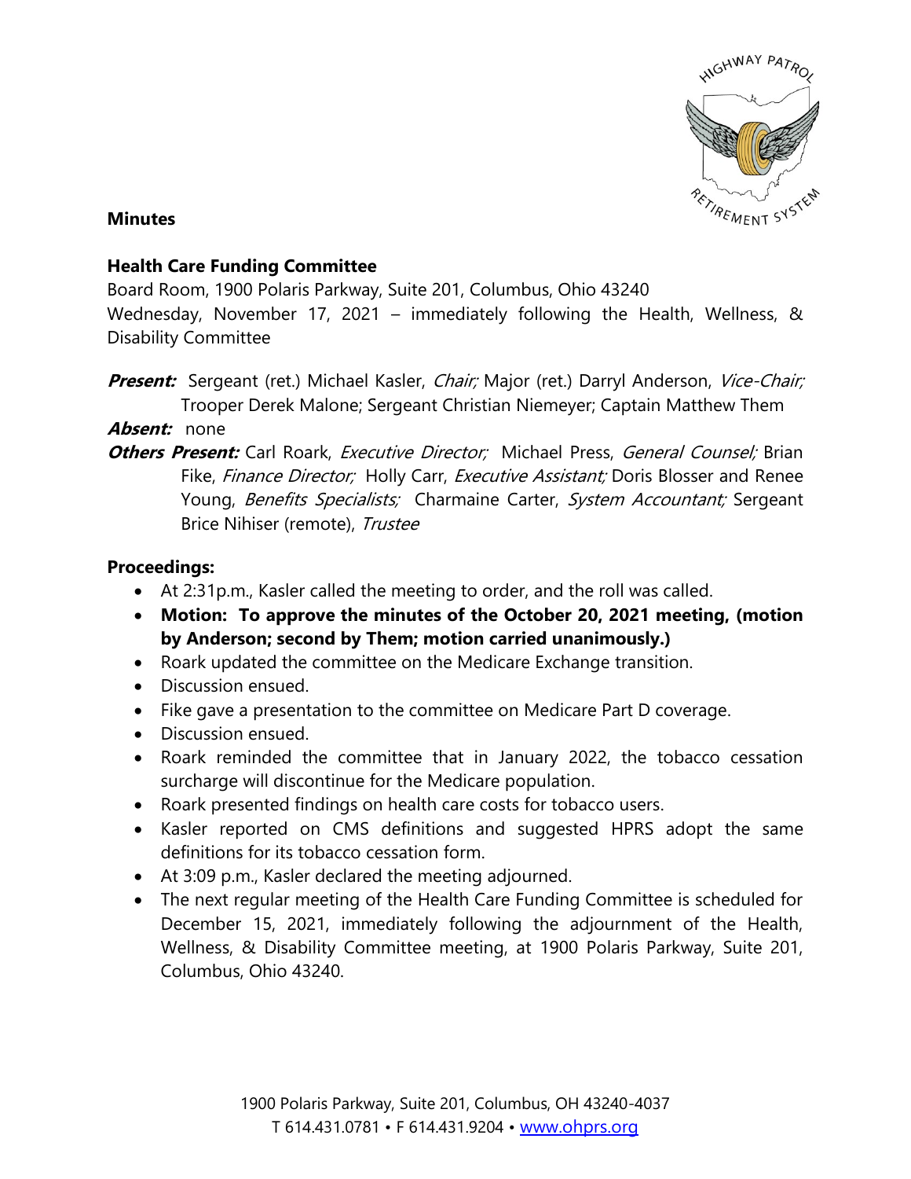**Minutes**

**Health Care Funding Committee**
Board Room, 1900 Polaris Parkway, Suite 201, Columbus, Ohio 43240
Wednesday, November 17, 2021 – immediately following the Health, Wellness, & Disability Committee

***Present:*** Sergeant (ret.) Michael Kasler, *Chair;* Major (ret.) Darryl Anderson, *Vice-Chair;* Trooper Derek Malone; Sergeant Christian Niemeyer; Captain Matthew Them
***Absent:*** none
***Others Present:*** Carl Roark, *Executive Director;* Michael Press, *General Counsel;* Brian Fike, *Finance Director;* Holly Carr, *Executive Assistant;* Doris Blosser and Renee Young, *Benefits Specialists;* Charmaine Carter, *System Accountant;* Sergeant Brice Nihiser (remote), *Trustee*

**Proceedings:**

- At 2:31p.m., Kasler called the meeting to order, and the roll was called.
- **Motion: To approve the minutes of the October 20, 2021 meeting, (motion by Anderson; second by Them; motion carried unanimously.)**
- Roark updated the committee on the Medicare Exchange transition.
- Discussion ensued.
- Fike gave a presentation to the committee on Medicare Part D coverage.
- Discussion ensued.
- Roark reminded the committee that in January 2022, the tobacco cessation surcharge will discontinue for the Medicare population.
- Roark presented findings on health care costs for tobacco users.
- Kasler reported on CMS definitions and suggested HPRS adopt the same definitions for its tobacco cessation form.
- At 3:09 p.m., Kasler declared the meeting adjourned.
- The next regular meeting of the Health Care Funding Committee is scheduled for December 15, 2021, immediately following the adjournment of the Health, Wellness, & Disability Committee meeting, at 1900 Polaris Parkway, Suite 201, Columbus, Ohio 43240.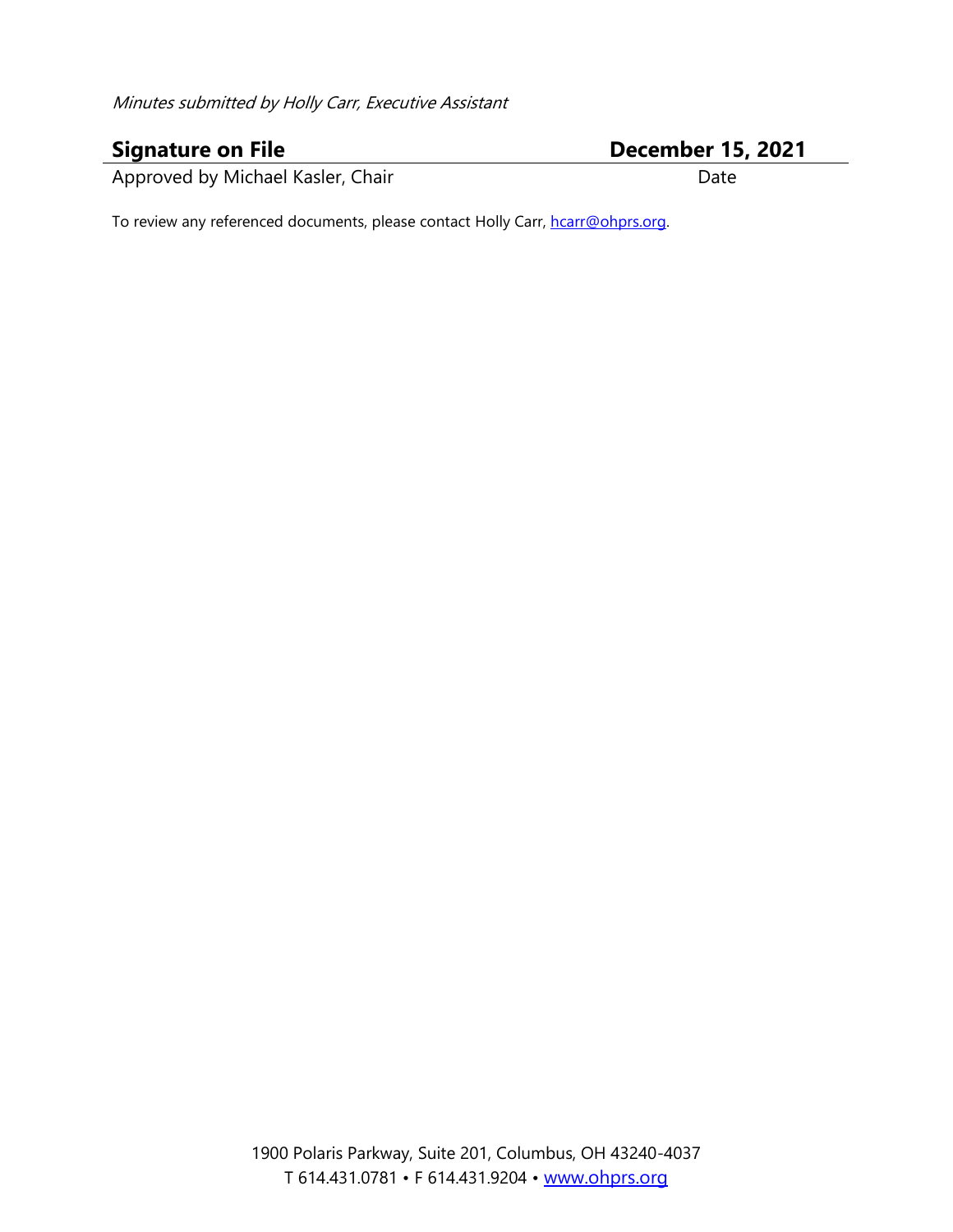*Minutes submitted by Holly Carr, Executive Assistant*

| | |
|---|---|
| **Signature on File** | **December 15, 2021** |
| Approved by Michael Kasler, Chair | Date |

To review any referenced documents, please contact Holly Carr, hcarr@ohprs.org.

1900 Polaris Parkway, Suite 201, Columbus, OH 43240-4037
T 614.431.0781 • F 614.431.9204 • www.ohprs.org